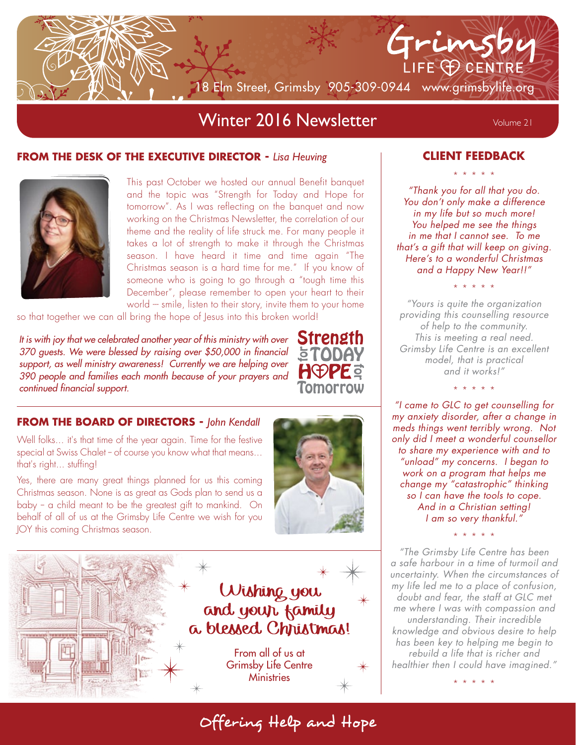# Grimsby LIFE CENTRE

18 Elm Street, Grimsby 905-309-0944 www.grimsbylife.org

## Winter 2016 Newsletter

Volume 21

### FROM THE DESK OF THE EXECUTIVE DIRECTOR - *Lisa Heuving*

This past October we hosted our annual Benefit banquet and the topic was "Strength for Today and Hope for tomorrow". As I was reflecting on the banquet and now working on the Christmas Newsletter, the correlation of our theme and the reality of life struck me. For many people it takes a lot of strength to make it through the Christmas season. I have heard it time and time again "The Christmas season is a hard time for me." If you know of someone who is going to go through a "tough time this December", please remember to open your heart to their world --- smile, listen to their story, invite them to your home so that together we can all bring the hope of Jesus into this broken world!

*It is with joy that we celebrated another year of this ministry with over 370 guests. We were blessed by raising over $50,000 in financial support, as well ministry awareness! Currently we are helping over 390 people and families each month because of your prayers and continued financial support.*

Strength for TODAY HOPE for Tomorrow

### FROM THE BOARD OF DIRECTORS - *John Kendall*

Well folks... it's that time of the year again. Time for the festive special at Swiss Chalet – of course you know what that means... that's right... stuffing!

Yes, there are many great things planned for us this coming Christmas season. None is as great as Gods plan to send us a baby – a child meant to be the greatest gift to mankind. On behalf of all of us at the Grimsby Life Centre we wish for you JOY this coming Christmas season.

Wishing you and your family a blessed Christmas!

From all of us at Grimsby Life Centre Ministries

### CLIENT FEEDBACK

\* \* \* \* \*

*"Thank you for all that you do. You don't only make a difference in my life but so much more! You helped me see the things in me that I cannot see. To me that's a gift that will keep on giving. Here's to a wonderful Christmas and a Happy New Year!!"*

\* \* \* \* \*

*"Yours is quite the organization providing this counselling resource of help to the community. This is meeting a real need. Grimsby Life Centre is an excellent model, that is practical and it works!"*

\* \* \* \* \*

*"I came to GLC to get counselling for my anxiety disorder, after a change in meds things went terribly wrong. Not only did I meet a wonderful counsellor to share my experience with and to "unload" my concerns. I began to work on a program that helps me change my "catastrophic" thinking so I can have the tools to cope. And in a Christian setting! I am so very thankful."*

\* \* \* \* \*

*"The Grimsby Life Centre has been a safe harbour in a time of turmoil and uncertainty. When the circumstances of my life led me to a place of confusion, doubt and fear, the staff at GLC met me where I was with compassion and understanding. Their incredible knowledge and obvious desire to help has been key to helping me begin to rebuild a life that is richer and healthier then I could have imagined."*

\* \* \* \* \*

Offering Help and Hope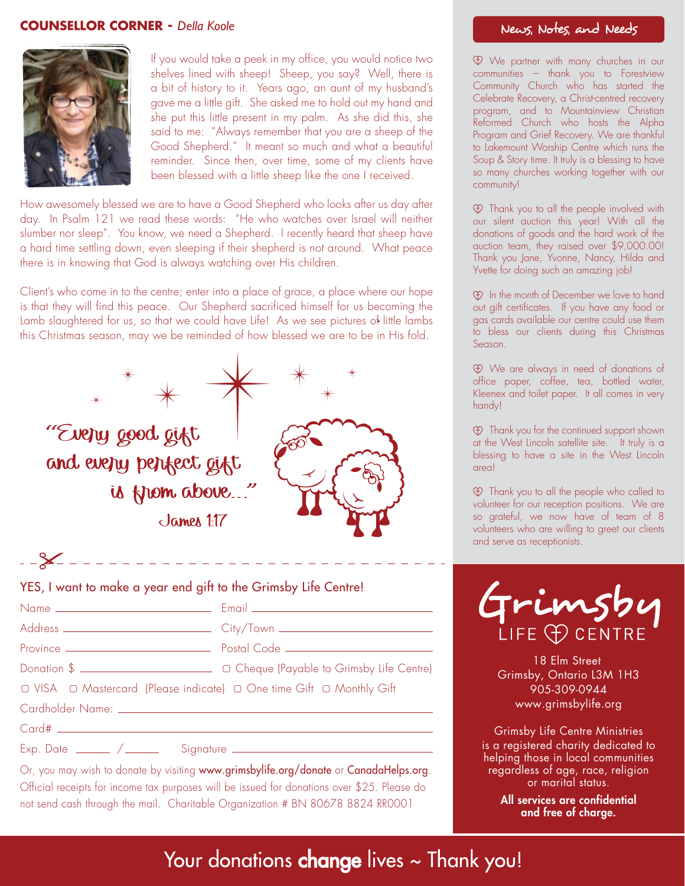## COUNSELLOR CORNER - *Della Koole*

If you would take a peek in my office, you would notice two shelves lined with sheep! Sheep, you say? Well, there is a bit of history to it. Years ago, an aunt of my husband's gave me a little gift. She asked me to hold out my hand and she put this little present in my palm. As she did this, she said to me: "Always remember that you are a sheep of the Good Shepherd." It meant so much and what a beautiful reminder. Since then, over time, some of my clients have been blessed with a little sheep like the one I received.

How awesomely blessed we are to have a Good Shepherd who looks after us day after day. In Psalm 121 we read these words: "He who watches over Israel will neither slumber nor sleep". You know, we need a Shepherd. I recently heard that sheep have a hard time settling down, even sleeping if their shepherd is not around. What peace there is in knowing that God is always watching over His children.

Client's who come in to the centre; enter into a place of grace, a place where our hope is that they will find this peace. Our Shepherd sacrificed himself for us becoming the Lamb slaughtered for us, so that we could have Life! As we see pictures of little lambs this Christmas season, may we be reminded of how blessed we are to be in His fold.

"Every good gift and every perfect gift is from above..."
James 1:17

---

YES, I want to make a year end gift to the Grimsby Life Centre!

Name ______________________ Email ______________________

Address ______________________ City/Town ______________________

Province ______________________ Postal Code ______________________

Donation $ ______________________ ▢ Cheque (Payable to Grimsby Life Centre)

▢ VISA ▢ Mastercard (Please indicate) ▢ One time Gift ▢ Monthly Gift

Cardholder Name: ______________________

Card# ______________________

Exp. Date _____ / _____ Signature ______________________

Or, you may wish to donate by visiting www.grimsbylife.org/donate or CanadaHelps.org. Official receipts for income tax purposes will be issued for donations over $25. Please do not send cash through the mail. Charitable Organization # BN 80678 8824 RR0001

## News, Notes, and Needs

- We partner with many churches in our communities – thank you to Forestview Community Church who has started the Celebrate Recovery, a Christ-centred recovery program, and to Mountainview Christian Reformed Church who hosts the Alpha Program and Grief Recovery. We are thankful to Lakemount Worship Centre which runs the Soup & Story time. It truly is a blessing to have so many churches working together with our community!

- Thank you to all the people involved with our silent auction this year! With all the donations of goods and the hard work of the auction team, they raised over $9,000.00! Thank you Jane, Yvonne, Nancy, Hilda and Yvette for doing such an amazing job!

- In the month of December we love to hand out gift certificates. If you have any food or gas cards available our centre could use them to bless our clients during this Christmas Season.

- We are always in need of donations of office paper, coffee, tea, bottled water, Kleenex and toilet paper. It all comes in very handy!

- Thank you for the continued support shown at the West Lincoln satellite site. It truly is a blessing to have a site in the West Lincoln area!

- Thank you to all the people who called to volunteer for our reception positions. We are so grateful, we now have of team of 8 volunteers who are willing to greet our clients and serve as receptionists.

**Grimsby LIFE CENTRE**

18 Elm Street
Grimsby, Ontario L3M 1H3
905-309-0944
www.grimsbylife.org

Grimsby Life Centre Ministries is a registered charity dedicated to helping those in local communities regardless of age, race, religion or marital status.

**All services are confidential and free of charge.**

Your donations **change** lives ~ Thank you!